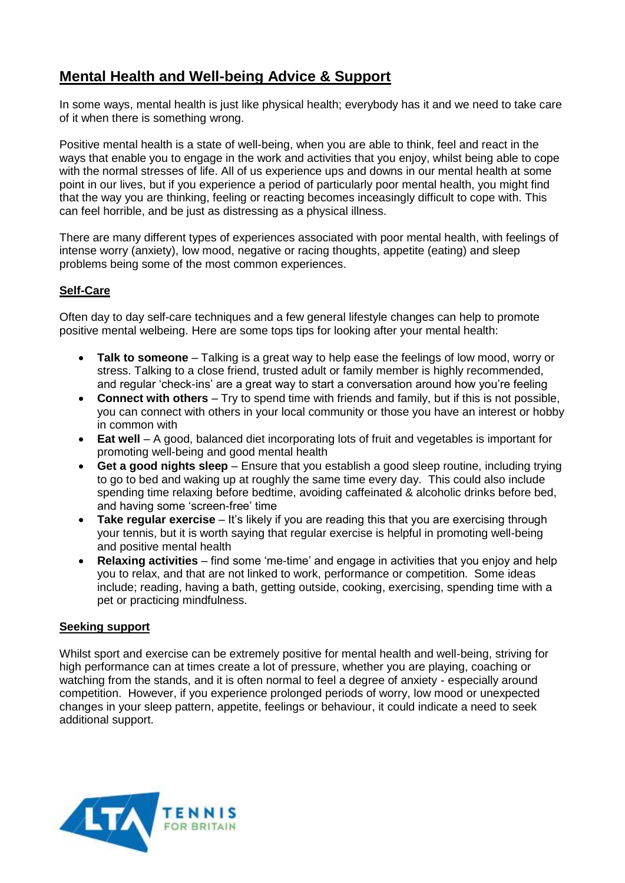# Mental Health and Well-being Advice & Support

In some ways, mental health is just like physical health; everybody has it and we need to take care of it when there is something wrong.

Positive mental health is a state of well-being, when you are able to think, feel and react in the ways that enable you to engage in the work and activities that you enjoy, whilst being able to cope with the normal stresses of life. All of us experience ups and downs in our mental health at some point in our lives, but if you experience a period of particularly poor mental health, you might find that the way you are thinking, feeling or reacting becomes inceasingly difficult to cope with. This can feel horrible, and be just as distressing as a physical illness.

There are many different types of experiences associated with poor mental health, with feelings of intense worry (anxiety), low mood, negative or racing thoughts, appetite (eating) and sleep problems being some of the most common experiences.

## Self-Care

Often day to day self-care techniques and a few general lifestyle changes can help to promote positive mental welbeing. Here are some tops tips for looking after your mental health:

- **Talk to someone** – Talking is a great way to help ease the feelings of low mood, worry or stress. Talking to a close friend, trusted adult or family member is highly recommended, and regular 'check-ins' are a great way to start a conversation around how you're feeling
- **Connect with others** – Try to spend time with friends and family, but if this is not possible, you can connect with others in your local community or those you have an interest or hobby in common with
- **Eat well** – A good, balanced diet incorporating lots of fruit and vegetables is important for promoting well-being and good mental health
- **Get a good nights sleep** – Ensure that you establish a good sleep routine, including trying to go to bed and waking up at roughly the same time every day. This could also include spending time relaxing before bedtime, avoiding caffeinated & alcoholic drinks before bed, and having some 'screen-free' time
- **Take regular exercise** – It's likely if you are reading this that you are exercising through your tennis, but it is worth saying that regular exercise is helpful in promoting well-being and positive mental health
- **Relaxing activities** – find some 'me-time' and engage in activities that you enjoy and help you to relax, and that are not linked to work, performance or competition. Some ideas include; reading, having a bath, getting outside, cooking, exercising, spending time with a pet or practicing mindfulness.

## Seeking support

Whilst sport and exercise can be extremely positive for mental health and well-being, striving for high performance can at times create a lot of pressure, whether you are playing, coaching or watching from the stands, and it is often normal to feel a degree of anxiety - especially around competition. However, if you experience prolonged periods of worry, low mood or unexpected changes in your sleep pattern, appetite, feelings or behaviour, it could indicate a need to seek additional support.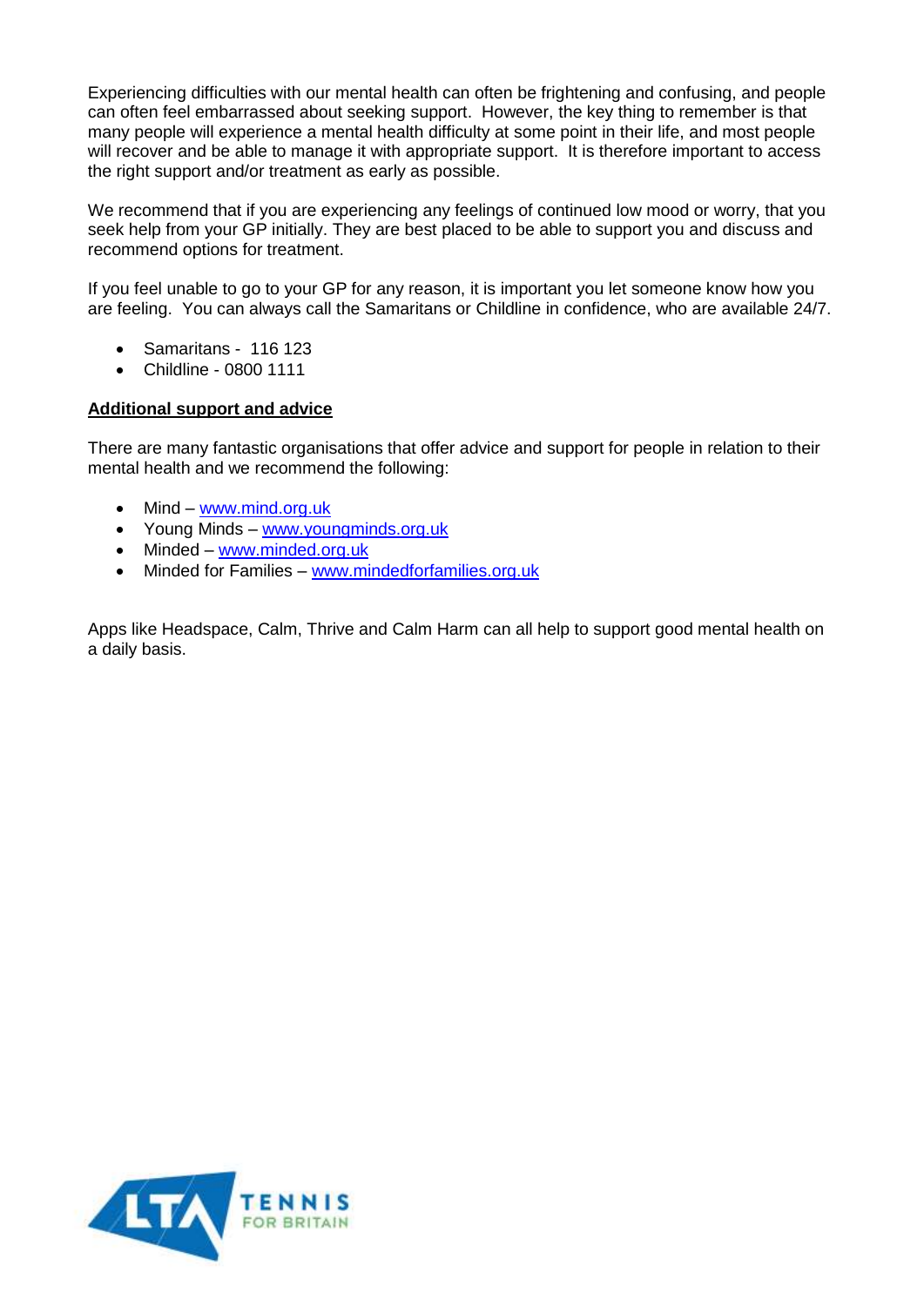Experiencing difficulties with our mental health can often be frightening and confusing, and people can often feel embarrassed about seeking support. However, the key thing to remember is that many people will experience a mental health difficulty at some point in their life, and most people will recover and be able to manage it with appropriate support. It is therefore important to access the right support and/or treatment as early as possible.

We recommend that if you are experiencing any feelings of continued low mood or worry, that you seek help from your GP initially. They are best placed to be able to support you and discuss and recommend options for treatment.

If you feel unable to go to your GP for any reason, it is important you let someone know how you are feeling. You can always call the Samaritans or Childline in confidence, who are available 24/7.

- Samaritans - 116 123
- Childline - 0800 1111

**Additional support and advice**

There are many fantastic organisations that offer advice and support for people in relation to their mental health and we recommend the following:

- Mind – [www.mind.org.uk](http://www.mind.org.uk)
- Young Minds – [www.youngminds.org.uk](http://www.youngminds.org.uk)
- Minded – [www.minded.org.uk](http://www.minded.org.uk)
- Minded for Families – [www.mindedforfamilies.org.uk](http://www.mindedforfamilies.org.uk)

Apps like Headspace, Calm, Thrive and Calm Harm can all help to support good mental health on a daily basis.

LTA TENNIS FOR BRITAIN